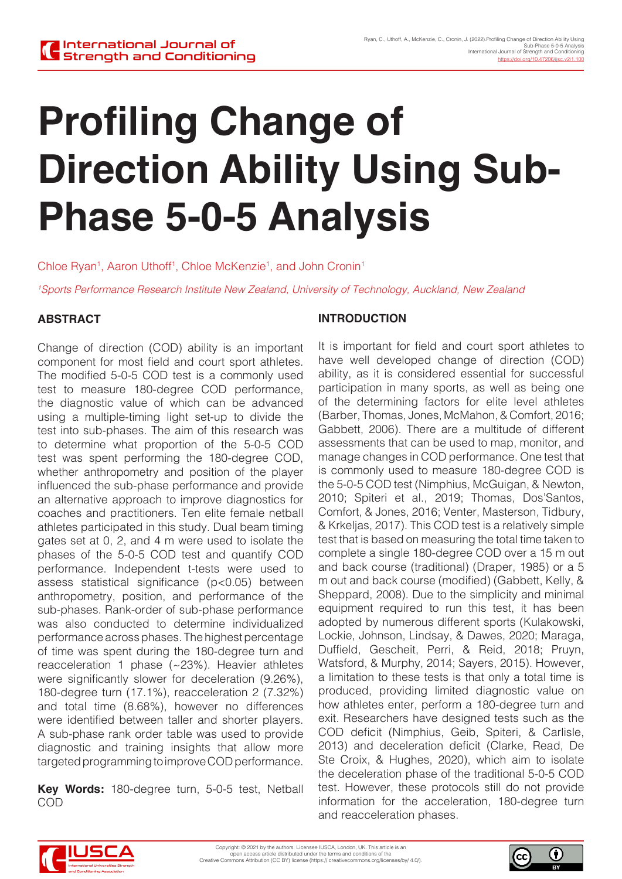# Profiling Change of Direction Ability Using Sub-Phase 5-0-5 Analysis

Chloe Ryan[1], Aaron Uthoff[1], Chloe McKenzie[1], and John Cronin[1]

*[1]Sports Performance Research Institute New Zealand, University of Technology, Auckland, New Zealand*

## ABSTRACT

Change of direction (COD) ability is an important component for most field and court sport athletes. The modified 5-0-5 COD test is a commonly used test to measure 180-degree COD performance, the diagnostic value of which can be advanced using a multiple-timing light set-up to divide the test into sub-phases. The aim of this research was to determine what proportion of the 5-0-5 COD test was spent performing the 180-degree COD, whether anthropometry and position of the player influenced the sub-phase performance and provide an alternative approach to improve diagnostics for coaches and practitioners. Ten elite female netball athletes participated in this study. Dual beam timing gates set at 0, 2, and 4 m were used to isolate the phases of the 5-0-5 COD test and quantify COD performance. Independent t-tests were used to assess statistical significance (p<0.05) between anthropometry, position, and performance of the sub-phases. Rank-order of sub-phase performance was also conducted to determine individualized performance across phases. The highest percentage of time was spent during the 180-degree turn and reacceleration 1 phase (~23%). Heavier athletes were significantly slower for deceleration (9.26%), 180-degree turn (17.1%), reacceleration 2 (7.32%) and total time (8.68%), however no differences were identified between taller and shorter players. A sub-phase rank order table was used to provide diagnostic and training insights that allow more targeted programming to improve COD performance.

**Key Words:** 180-degree turn, 5-0-5 test, Netball COD

## INTRODUCTION

It is important for field and court sport athletes to have well developed change of direction (COD) ability, as it is considered essential for successful participation in many sports, as well as being one of the determining factors for elite level athletes (Barber, Thomas, Jones, McMahon, & Comfort, 2016; Gabbett, 2006). There are a multitude of different assessments that can be used to map, monitor, and manage changes in COD performance. One test that is commonly used to measure 180-degree COD is the 5-0-5 COD test (Nimphius, McGuigan, & Newton, 2010; Spiteri et al., 2019; Thomas, Dos'Santos, Comfort, & Jones, 2016; Venter, Masterson, Tidbury, & Krkeljas, 2017). This COD test is a relatively simple test that is based on measuring the total time taken to complete a single 180-degree COD over a 15 m out and back course (traditional) (Draper, 1985) or a 5 m out and back course (modified) (Gabbett, Kelly, & Sheppard, 2008). Due to the simplicity and minimal equipment required to run this test, it has been adopted by numerous different sports (Kulakowski, Lockie, Johnson, Lindsay, & Dawes, 2020; Maraga, Duffield, Gescheit, Perri, & Reid, 2018; Pruyn, Watsford, & Murphy, 2014; Sayers, 2015). However, a limitation to these tests is that only a total time is produced, providing limited diagnostic value on how athletes enter, perform a 180-degree turn and exit. Researchers have designed tests such as the COD deficit (Nimphius, Geib, Spiteri, & Carlisle, 2013) and deceleration deficit (Clarke, Read, De Ste Croix, & Hughes, 2020), which aim to isolate the deceleration phase of the traditional 5-0-5 COD test. However, these protocols still do not provide information for the acceleration, 180-degree turn and reacceleration phases.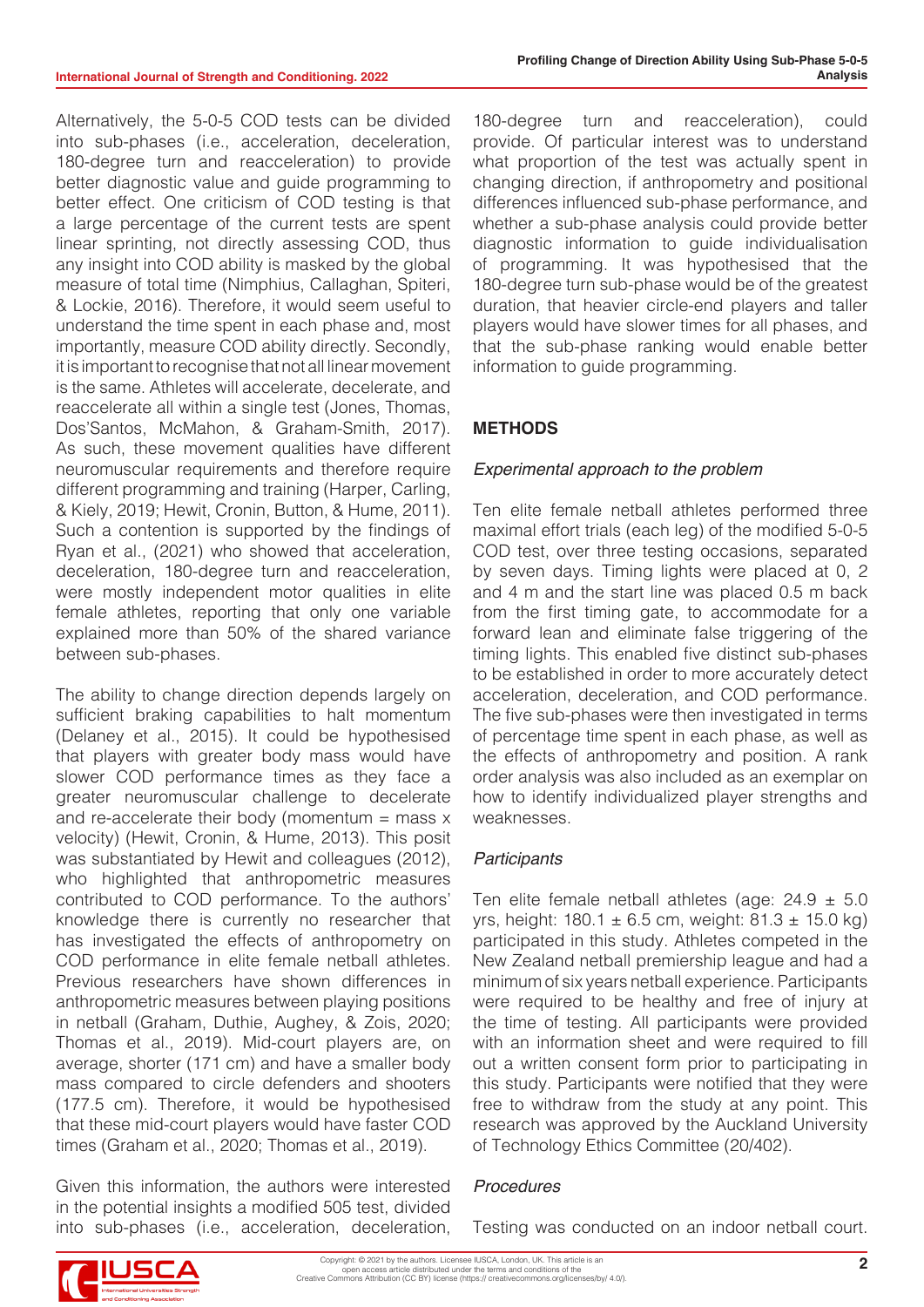Alternatively, the 5-0-5 COD tests can be divided into sub-phases (i.e., acceleration, deceleration, 180-degree turn and reacceleration) to provide better diagnostic value and guide programming to better effect. One criticism of COD testing is that a large percentage of the current tests are spent linear sprinting, not directly assessing COD, thus any insight into COD ability is masked by the global measure of total time (Nimphius, Callaghan, Spiteri, & Lockie, 2016). Therefore, it would seem useful to understand the time spent in each phase and, most importantly, measure COD ability directly. Secondly, it is important to recognise that not all linear movement is the same. Athletes will accelerate, decelerate, and reaccelerate all within a single test (Jones, Thomas, Dos'Santos, McMahon, & Graham-Smith, 2017). As such, these movement qualities have different neuromuscular requirements and therefore require different programming and training (Harper, Carling, & Kiely, 2019; Hewit, Cronin, Button, & Hume, 2011). Such a contention is supported by the findings of Ryan et al., (2021) who showed that acceleration, deceleration, 180-degree turn and reacceleration, were mostly independent motor qualities in elite female athletes, reporting that only one variable explained more than 50% of the shared variance between sub-phases.

The ability to change direction depends largely on sufficient braking capabilities to halt momentum (Delaney et al., 2015). It could be hypothesised that players with greater body mass would have slower COD performance times as they face a greater neuromuscular challenge to decelerate and re-accelerate their body (momentum = mass x velocity) (Hewit, Cronin, & Hume, 2013). This posit was substantiated by Hewit and colleagues (2012), who highlighted that anthropometric measures contributed to COD performance. To the authors' knowledge there is currently no researcher that has investigated the effects of anthropometry on COD performance in elite female netball athletes. Previous researchers have shown differences in anthropometric measures between playing positions in netball (Graham, Duthie, Aughey, & Zois, 2020; Thomas et al., 2019). Mid-court players are, on average, shorter (171 cm) and have a smaller body mass compared to circle defenders and shooters (177.5 cm). Therefore, it would be hypothesised that these mid-court players would have faster COD times (Graham et al., 2020; Thomas et al., 2019).

Given this information, the authors were interested in the potential insights a modified 505 test, divided into sub-phases (i.e., acceleration, deceleration, 180-degree turn and reacceleration), could provide. Of particular interest was to understand what proportion of the test was actually spent in changing direction, if anthropometry and positional differences influenced sub-phase performance, and whether a sub-phase analysis could provide better diagnostic information to guide individualisation of programming. It was hypothesised that the 180-degree turn sub-phase would be of the greatest duration, that heavier circle-end players and taller players would have slower times for all phases, and that the sub-phase ranking would enable better information to guide programming.

## METHODS

### *Experimental approach to the problem*

Ten elite female netball athletes performed three maximal effort trials (each leg) of the modified 5-0-5 COD test, over three testing occasions, separated by seven days. Timing lights were placed at 0, 2 and 4 m and the start line was placed 0.5 m back from the first timing gate, to accommodate for a forward lean and eliminate false triggering of the timing lights. This enabled five distinct sub-phases to be established in order to more accurately detect acceleration, deceleration, and COD performance. The five sub-phases were then investigated in terms of percentage time spent in each phase, as well as the effects of anthropometry and position. A rank order analysis was also included as an exemplar on how to identify individualized player strengths and weaknesses.

### *Participants*

Ten elite female netball athletes (age: 24.9 ± 5.0 yrs, height: 180.1 ± 6.5 cm, weight: 81.3 ± 15.0 kg) participated in this study. Athletes competed in the New Zealand netball premiership league and had a minimum of six years netball experience. Participants were required to be healthy and free of injury at the time of testing. All participants were provided with an information sheet and were required to fill out a written consent form prior to participating in this study. Participants were notified that they were free to withdraw from the study at any point. This research was approved by the Auckland University of Technology Ethics Committee (20/402).

### *Procedures*

Testing was conducted on an indoor netball court.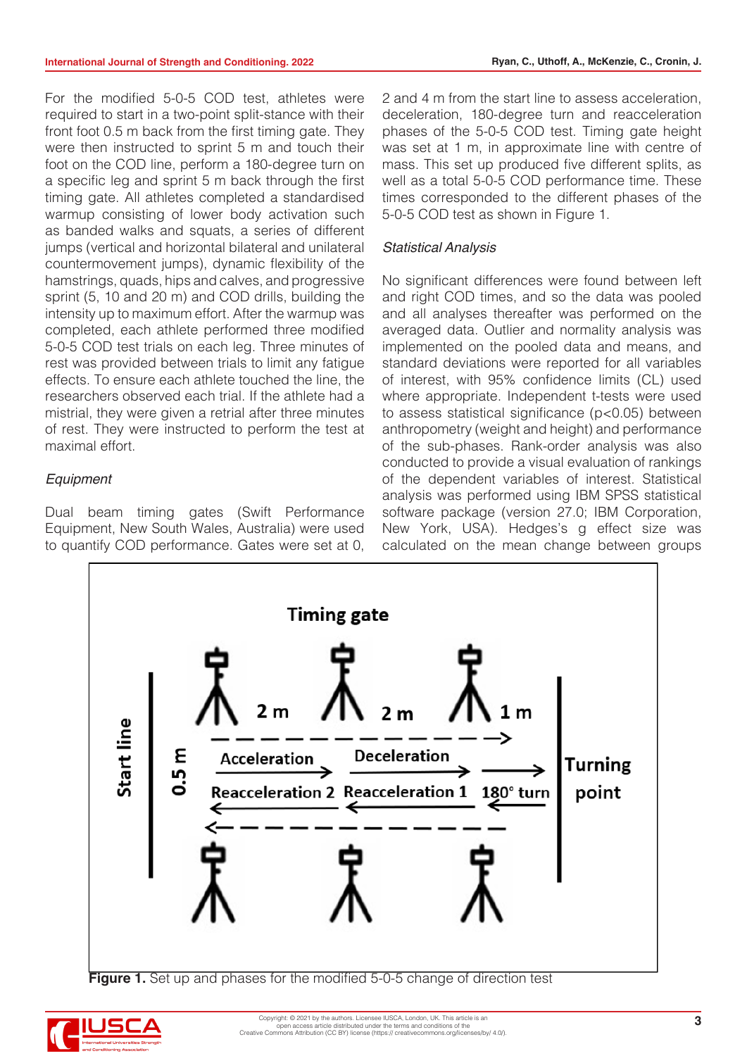For the modified 5-0-5 COD test, athletes were required to start in a two-point split-stance with their front foot 0.5 m back from the first timing gate. They were then instructed to sprint 5 m and touch their foot on the COD line, perform a 180-degree turn on a specific leg and sprint 5 m back through the first timing gate. All athletes completed a standardised warmup consisting of lower body activation such as banded walks and squats, a series of different jumps (vertical and horizontal bilateral and unilateral countermovement jumps), dynamic flexibility of the hamstrings, quads, hips and calves, and progressive sprint (5, 10 and 20 m) and COD drills, building the intensity up to maximum effort. After the warmup was completed, each athlete performed three modified 5-0-5 COD test trials on each leg. Three minutes of rest was provided between trials to limit any fatigue effects. To ensure each athlete touched the line, the researchers observed each trial. If the athlete had a mistrial, they were given a retrial after three minutes of rest. They were instructed to perform the test at maximal effort.

### *Equipment*

Dual beam timing gates (Swift Performance Equipment, New South Wales, Australia) were used to quantify COD performance. Gates were set at 0, 2 and 4 m from the start line to assess acceleration, deceleration, 180-degree turn and reacceleration phases of the 5-0-5 COD test. Timing gate height was set at 1 m, in approximate line with centre of mass. This set up produced five different splits, as well as a total 5-0-5 COD performance time. These times corresponded to the different phases of the 5-0-5 COD test as shown in Figure 1.

### *Statistical Analysis*

No significant differences were found between left and right COD times, and so the data was pooled and all analyses thereafter was performed on the averaged data. Outlier and normality analysis was implemented on the pooled data and means, and standard deviations were reported for all variables of interest, with 95% confidence limits (CL) used where appropriate. Independent t-tests were used to assess statistical significance ($p<0.05$) between anthropometry (weight and height) and performance of the sub-phases. Rank-order analysis was also conducted to provide a visual evaluation of rankings of the dependent variables of interest. Statistical analysis was performed using IBM SPSS statistical software package (version 27.0; IBM Corporation, New York, USA). Hedges's g effect size was calculated on the mean change between groups

**Figure 1.** Set up and phases for the modified 5-0-5 change of direction test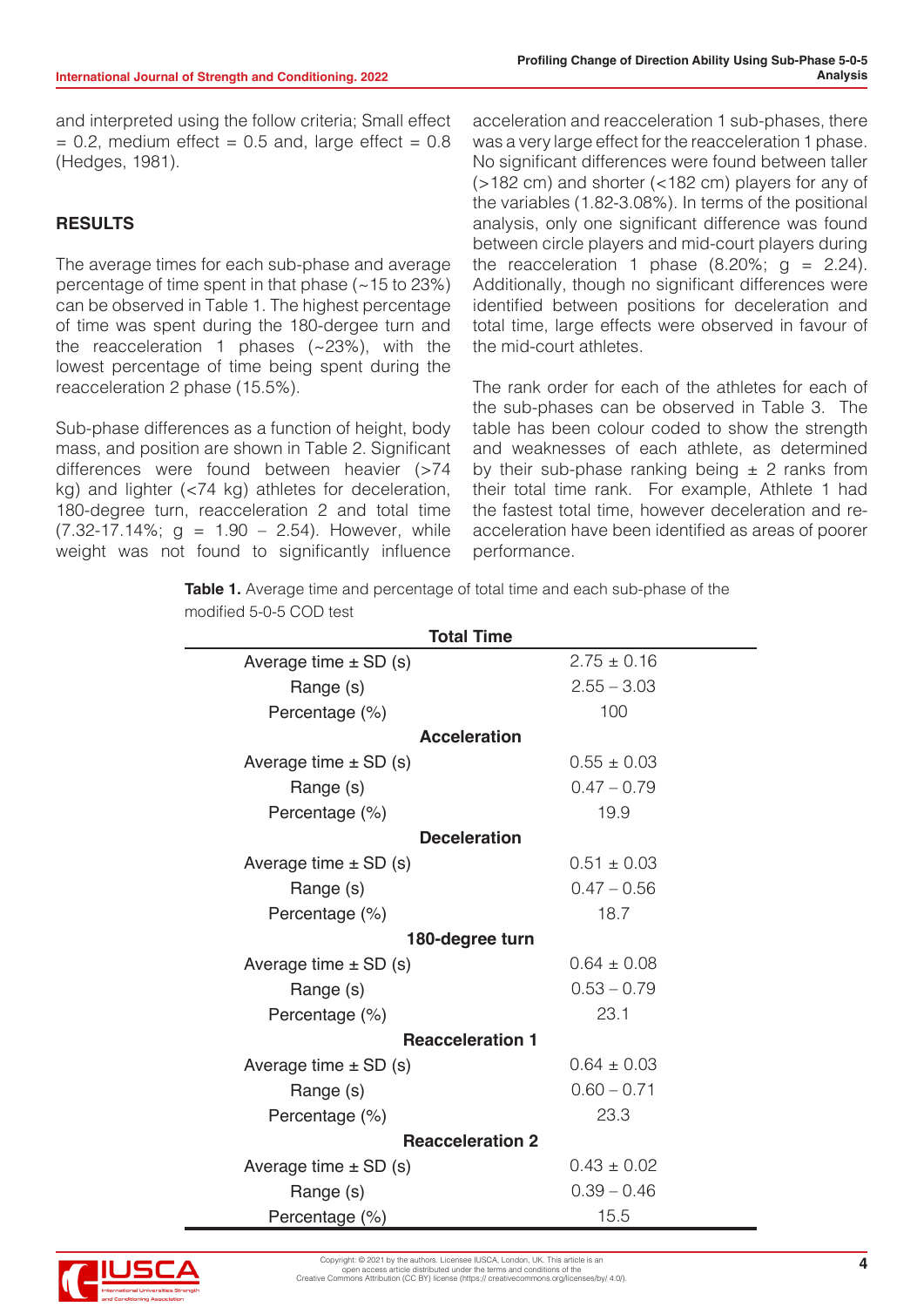and interpreted using the follow criteria; Small effect = 0.2, medium effect = 0.5 and, large effect = 0.8 (Hedges, 1981).

## RESULTS

The average times for each sub-phase and average percentage of time spent in that phase (~15 to 23%) can be observed in Table 1. The highest percentage of time was spent during the 180-dergee turn and the reacceleration 1 phases (~23%), with the lowest percentage of time being spent during the reacceleration 2 phase (15.5%).

Sub-phase differences as a function of height, body mass, and position are shown in Table 2. Significant differences were found between heavier (>74 kg) and lighter (<74 kg) athletes for deceleration, 180-degree turn, reacceleration 2 and total time (7.32-17.14%; g = 1.90 – 2.54). However, while weight was not found to significantly influence acceleration and reacceleration 1 sub-phases, there was a very large effect for the reacceleration 1 phase. No significant differences were found between taller (>182 cm) and shorter (<182 cm) players for any of the variables (1.82-3.08%). In terms of the positional analysis, only one significant difference was found between circle players and mid-court players during the reacceleration 1 phase (8.20%; g = 2.24). Additionally, though no significant differences were identified between positions for deceleration and total time, large effects were observed in favour of the mid-court athletes.

The rank order for each of the athletes for each of the sub-phases can be observed in Table 3. The table has been colour coded to show the strength and weakness of each athlete, as determined by their sub-phase ranking being ± 2 ranks from their total time rank. For example, Athlete 1 had the fastest total time, however deceleration and re-acceleration have been identified as areas of poorer performance.

**Table 1.** Average time and percentage of total time and each sub-phase of the modified 5-0-5 COD test

| | |
|---|---|
| **Total Time** | |
| Average time ± SD (s) | 2.75 ± 0.16 |
| Range (s) | 2.55 – 3.03 |
| Percentage (%) | 100 |
| **Acceleration** | |
| Average time ± SD (s) | 0.55 ± 0.03 |
| Range (s) | 0.47 – 0.79 |
| Percentage (%) | 19.9 |
| **Deceleration** | |
| Average time ± SD (s) | 0.51 ± 0.03 |
| Range (s) | 0.47 – 0.56 |
| Percentage (%) | 18.7 |
| **180-degree turn** | |
| Average time ± SD (s) | 0.64 ± 0.08 |
| Range (s) | 0.53 – 0.79 |
| Percentage (%) | 23.1 |
| **Reacceleration 1** | |
| Average time ± SD (s) | 0.64 ± 0.03 |
| Range (s) | 0.60 – 0.71 |
| Percentage (%) | 23.3 |
| **Reacceleration 2** | |
| Average time ± SD (s) | 0.43 ± 0.02 |
| Range (s) | 0.39 – 0.46 |
| Percentage (%) | 15.5 |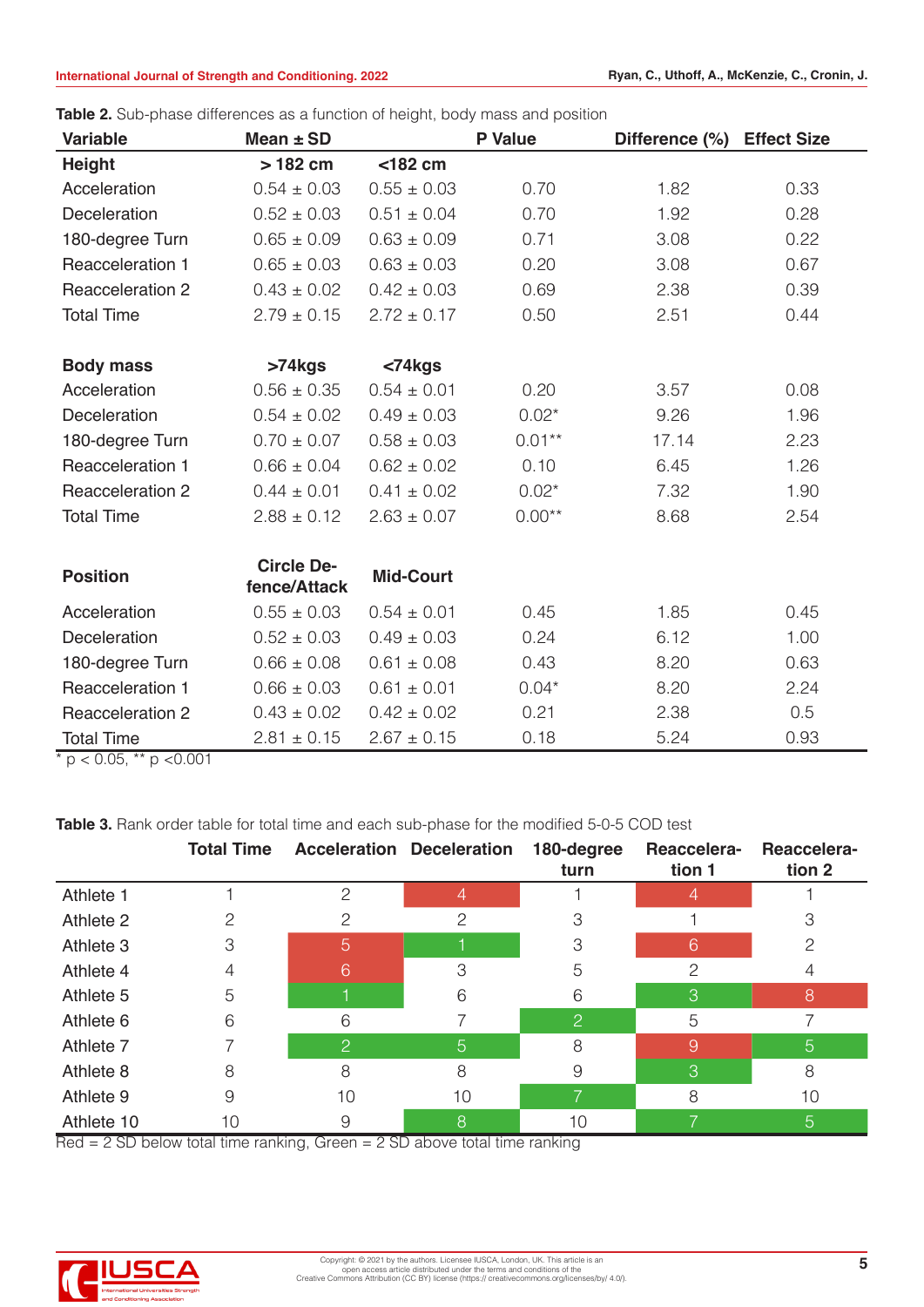**Table 2.** Sub-phase differences as a function of height, body mass and position

| Variable | Mean ± SD | | P Value | Difference (%) | Effect Size |
|---|---|---|---|---|---|
| **Height** | **> 182 cm** | **<182 cm** | | | |
| Acceleration | 0.54 ± 0.03 | 0.55 ± 0.03 | 0.70 | 1.82 | 0.33 |
| Deceleration | 0.52 ± 0.03 | 0.51 ± 0.04 | 0.70 | 1.92 | 0.28 |
| 180-degree Turn | 0.65 ± 0.09 | 0.63 ± 0.09 | 0.71 | 3.08 | 0.22 |
| Reacceleration 1 | 0.65 ± 0.03 | 0.63 ± 0.03 | 0.20 | 3.08 | 0.67 |
| Reacceleration 2 | 0.43 ± 0.02 | 0.42 ± 0.03 | 0.69 | 2.38 | 0.39 |
| Total Time | 2.79 ± 0.15 | 2.72 ± 0.17 | 0.50 | 2.51 | 0.44 |
| **Body mass** | **>74kgs** | **<74kgs** | | | |
| Acceleration | 0.56 ± 0.35 | 0.54 ± 0.01 | 0.20 | 3.57 | 0.08 |
| Deceleration | 0.54 ± 0.02 | 0.49 ± 0.03 | 0.02* | 9.26 | 1.96 |
| 180-degree Turn | 0.70 ± 0.07 | 0.58 ± 0.03 | 0.01** | 17.14 | 2.23 |
| Reacceleration 1 | 0.66 ± 0.04 | 0.62 ± 0.02 | 0.10 | 6.45 | 1.26 |
| Reacceleration 2 | 0.44 ± 0.01 | 0.41 ± 0.02 | 0.02* | 7.32 | 1.90 |
| Total Time | 2.88 ± 0.12 | 2.63 ± 0.07 | 0.00** | 8.68 | 2.54 |
| **Position** | **Circle Defence/Attack** | **Mid-Court** | | | |
| Acceleration | 0.55 ± 0.03 | 0.54 ± 0.01 | 0.45 | 1.85 | 0.45 |
| Deceleration | 0.52 ± 0.03 | 0.49 ± 0.03 | 0.24 | 6.12 | 1.00 |
| 180-degree Turn | 0.66 ± 0.08 | 0.61 ± 0.08 | 0.43 | 8.20 | 0.63 |
| Reacceleration 1 | 0.66 ± 0.03 | 0.61 ± 0.01 | 0.04* | 8.20 | 2.24 |
| Reacceleration 2 | 0.43 ± 0.02 | 0.42 ± 0.02 | 0.21 | 2.38 | 0.5 |
| Total Time | 2.81 ± 0.15 | 2.67 ± 0.15 | 0.18 | 5.24 | 0.93 |

\* $p < 0.05$, ** $p < 0.001$

**Table 3.** Rank order table for total time and each sub-phase for the modified 5-0-5 COD test

| | Total Time | Acceleration | Deceleration | 180-degree turn | Reacceleration 1 | Reacceleration 2 |
|---|---|---|---|---|---|---|
| Athlete 1 | 1 | 2 | 4 | 1 | 4 | 1 |
| Athlete 2 | 2 | 2 | 2 | 3 | 1 | 3 |
| Athlete 3 | 3 | 5 | 1 | 3 | 6 | 2 |
| Athlete 4 | 4 | 6 | 3 | 5 | 2 | 4 |
| Athlete 5 | 5 | 1 | 6 | 6 | 3 | 8 |
| Athlete 6 | 6 | 6 | 7 | 2 | 5 | 7 |
| Athlete 7 | 7 | 2 | 5 | 8 | 9 | 5 |
| Athlete 8 | 8 | 8 | 8 | 9 | 3 | 8 |
| Athlete 9 | 9 | 10 | 10 | 7 | 8 | 10 |
| Athlete 10 | 10 | 9 | 8 | 10 | 7 | 5 |

Red = 2 SD below total time ranking, Green = 2 SD above total time ranking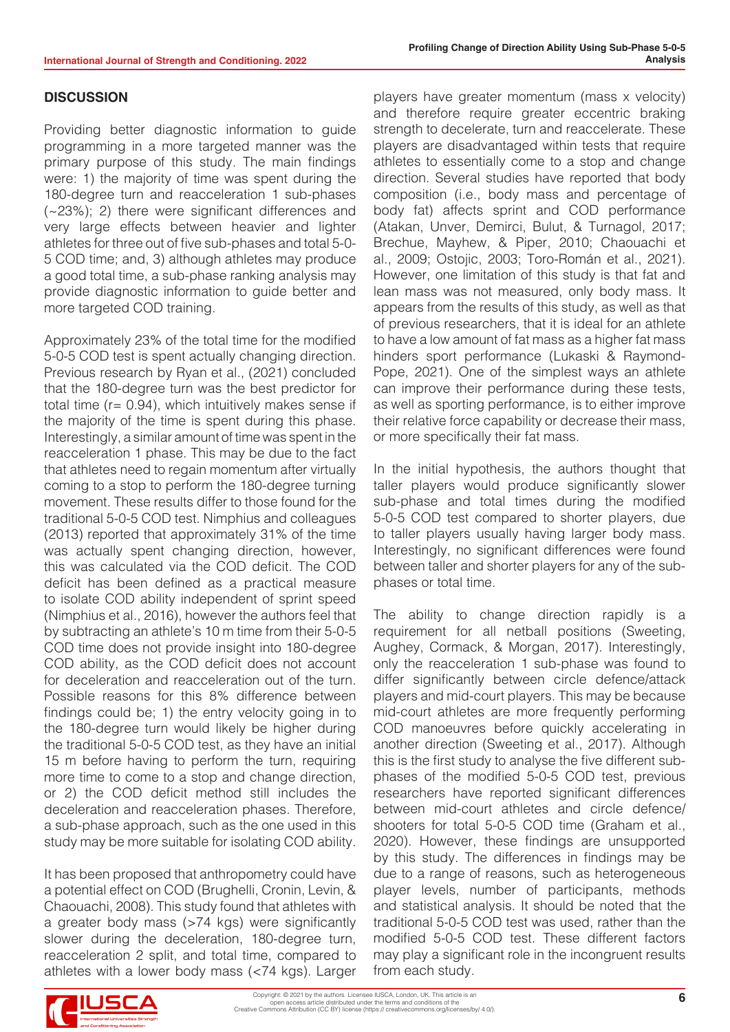## DISCUSSION

Providing better diagnostic information to guide programming in a more targeted manner was the primary purpose of this study. The main findings were: 1) the majority of time was spent during the 180-degree turn and reacceleration 1 sub-phases (~23%); 2) there were significant differences and very large effects between heavier and lighter athletes for three out of five sub-phases and total 5-0-5 COD time; and, 3) although athletes may produce a good total time, a sub-phase ranking analysis may provide diagnostic information to guide better and more targeted COD training.

Approximately 23% of the total time for the modified 5-0-5 COD test is spent actually changing direction. Previous research by Ryan et al., (2021) concluded that the 180-degree turn was the best predictor for total time (r= 0.94), which intuitively makes sense if the majority of the time is spent during this phase. Interestingly, a similar amount of time was spent in the reacceleration 1 phase. This may be due to the fact that athletes need to regain momentum after virtually coming to a stop to perform the 180-degree turning movement. These results differ to those found for the traditional 5-0-5 COD test. Nimphius and colleagues (2013) reported that approximately 31% of the time was actually spent changing direction, however, this was calculated via the COD deficit. The COD deficit has been defined as a practical measure to isolate COD ability independent of sprint speed (Nimphius et al., 2016), however the authors feel that by subtracting an athlete's 10 m time from their 5-0-5 COD time does not provide insight into 180-degree COD ability, as the COD deficit does not account for deceleration and reacceleration out of the turn. Possible reasons for this 8% difference between findings could be; 1) the entry velocity going in to the 180-degree turn would likely be higher during the traditional 5-0-5 COD test, as they have an initial 15 m before having to perform the turn, requiring more time to come to a stop and change direction, or 2) the COD deficit method still includes the deceleration and reacceleration phases. Therefore, a sub-phase approach, such as the one used in this study may be more suitable for isolating COD ability.

It has been proposed that anthropometry could have a potential effect on COD (Brughelli, Cronin, Levin, & Chaouachi, 2008). This study found that athletes with a greater body mass (>74 kgs) were significantly slower during the deceleration, 180-degree turn, reacceleration 2 split, and total time, compared to athletes with a lower body mass (<74 kgs). Larger players have greater momentum (mass x velocity) and therefore require greater eccentric braking strength to decelerate, turn and reaccelerate. These players are disadvantaged within tests that require athletes to essentially come to a stop and change direction. Several studies have reported that body composition (i.e., body mass and percentage of body fat) affects sprint and COD performance (Atakan, Unver, Demirci, Bulut, & Turnagol, 2017; Brechue, Mayhew, & Piper, 2010; Chaouachi et al., 2009; Ostojic, 2003; Toro-Román et al., 2021). However, one limitation of this study is that fat and lean mass was not measured, only body mass. It appears from the results of this study, as well as that of previous researchers, that it is ideal for an athlete to have a low amount of fat mass as a higher fat mass hinders sport performance (Lukaski & Raymond-Pope, 2021). One of the simplest ways an athlete can improve their performance during these tests, as well as sporting performance, is to either improve their relative force capability or decrease their mass, or more specifically their fat mass.

In the initial hypothesis, the authors thought that taller players would produce significantly slower sub-phase and total times during the modified 5-0-5 COD test compared to shorter players, due to taller players usually having larger body mass. Interestingly, no significant differences were found between taller and shorter players for any of the sub-phases or total time.

The ability to change direction rapidly is a requirement for all netball positions (Sweeting, Aughey, Cormack, & Morgan, 2017). Interestingly, only the reacceleration 1 sub-phase was found to differ significantly between circle defence/attack players and mid-court players. This may be because mid-court athletes are more frequently performing COD manoeuvres before quickly accelerating in another direction (Sweeting et al., 2017). Although this is the first study to analyse the five different sub-phases of the modified 5-0-5 COD test, previous researchers have reported significant differences between mid-court athletes and circle defence/shooters for total 5-0-5 COD time (Graham et al., 2020). However, these findings are unsupported by this study. The differences in findings may be due to a range of reasons, such as heterogeneous player levels, number of participants, methods and statistical analysis. It should be noted that the traditional 5-0-5 COD test was used, rather than the modified 5-0-5 COD test. These different factors may play a significant role in the incongruent results from each study.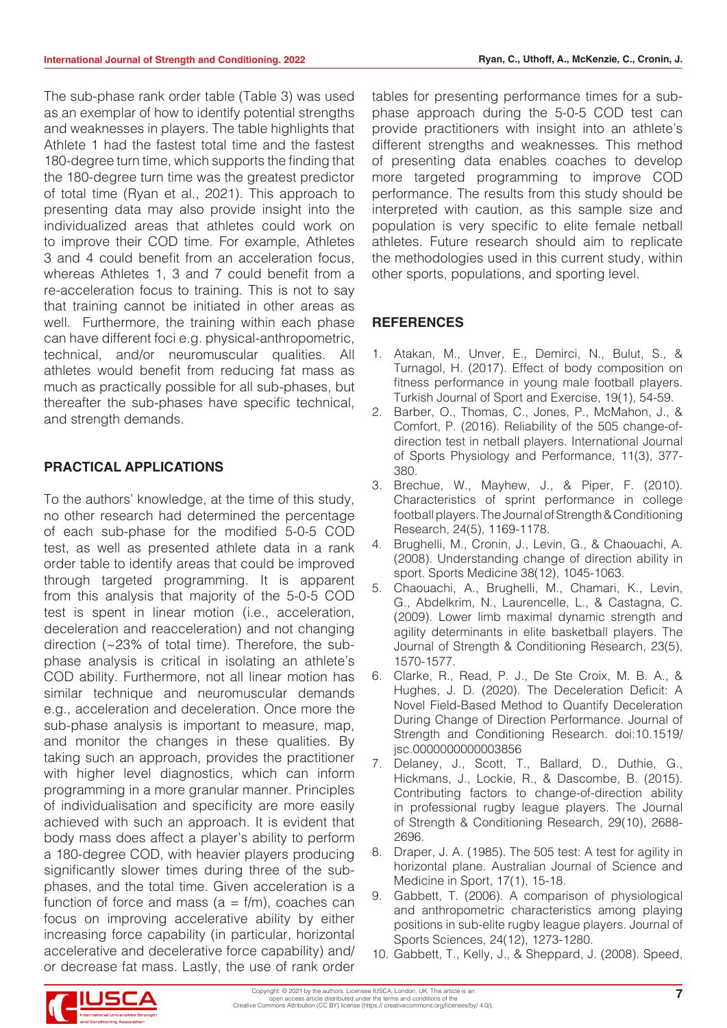The sub-phase rank order table (Table 3) was used as an exemplar of how to identify potential strengths and weaknesses in players. The table highlights that Athlete 1 had the fastest total time and the fastest 180-degree turn time, which supports the finding that the 180-degree turn time was the greatest predictor of total time (Ryan et al., 2021). This approach to presenting data may also provide insight into the individualized areas that athletes could work on to improve their COD time. For example, Athletes 3 and 4 could benefit from an acceleration focus, whereas Athletes 1, 3 and 7 could benefit from a re-acceleration focus to training. This is not to say that training cannot be initiated in other areas as well. Furthermore, the training within each phase can have different foci e.g. physical-anthropometric, technical, and/or neuromuscular qualities. All athletes would benefit from reducing fat mass as much as practically possible for all sub-phases, but thereafter the sub-phases have specific technical, and strength demands.

## PRACTICAL APPLICATIONS

To the authors' knowledge, at the time of this study, no other research had determined the percentage of each sub-phase for the modified 5-0-5 COD test, as well as presented athlete data in a rank order table to identify areas that could be improved through targeted programming. It is apparent from this analysis that majority of the 5-0-5 COD test is spent in linear motion (i.e., acceleration, deceleration and reacceleration) and not changing direction (~23% of total time). Therefore, the sub-phase analysis is critical in isolating an athlete's COD ability. Furthermore, not all linear motion has similar technique and neuromuscular demands e.g., acceleration and deceleration. Once more the sub-phase analysis is important to measure, map, and monitor the changes in these qualities. By taking such an approach, provides the practitioner with higher level diagnostics, which can inform programming in a more granular manner. Principles of individualisation and specificity are more easily achieved with such an approach. It is evident that body mass does affect a player's ability to perform a 180-degree COD, with heavier players producing significantly slower times during three of the sub-phases, and the total time. Given acceleration is a function of force and mass ($a = f/m$), coaches can focus on improving accelerative ability by either increasing force capability (in particular, horizontal accelerative and decelerative force capability) and/or decrease fat mass. Lastly, the use of rank order tables for presenting performance times for a sub-phase approach during the 5-0-5 COD test can provide practitioners with insight into an athlete's different strengths and weaknesses. This method of presenting data enables coaches to develop more targeted programming to improve COD performance. The results from this study should be interpreted with caution, as this sample size and population is very specific to elite female netball athletes. Future research should aim to replicate the methodologies used in this current study, within other sports, populations, and sporting level.

## REFERENCES

1. Atakan, M., Unver, E., Demirci, N., Bulut, S., & Turnagol, H. (2017). Effect of body composition on fitness performance in young male football players. Turkish Journal of Sport and Exercise, 19(1), 54-59.
2. Barber, O., Thomas, C., Jones, P., McMahon, J., & Comfort, P. (2016). Reliability of the 505 change-of-direction test in netball players. International Journal of Sports Physiology and Performance, 11(3), 377-380.
3. Brechue, W., Mayhew, J., & Piper, F. (2010). Characteristics of sprint performance in college football players. The Journal of Strength & Conditioning Research, 24(5), 1169-1178.
4. Brughelli, M., Cronin, J., Levin, G., & Chaouachi, A. (2008). Understanding change of direction ability in sport. Sports Medicine 38(12), 1045-1063.
5. Chaouachi, A., Brughelli, M., Chamari, K., Levin, G., Abdelkrim, N., Laurencelle, L., & Castagna, C. (2009). Lower limb maximal dynamic strength and agility determinants in elite basketball players. The Journal of Strength & Conditioning Research, 23(5), 1570-1577.
6. Clarke, R., Read, P. J., De Ste Croix, M. B. A., & Hughes, J. D. (2020). The Deceleration Deficit: A Novel Field-Based Method to Quantify Deceleration During Change of Direction Performance. Journal of Strength and Conditioning Research. doi:10.1519/jsc.0000000000003856
7. Delaney, J., Scott, T., Ballard, D., Duthie, G., Hickmans, J., Lockie, R., & Dascombe, B. (2015). Contributing factors to change-of-direction ability in professional rugby league players. The Journal of Strength & Conditioning Research, 29(10), 2688-2696.
8. Draper, J. A. (1985). The 505 test: A test for agility in horizontal plane. Australian Journal of Science and Medicine in Sport, 17(1), 15-18.
9. Gabbett, T. (2006). A comparison of physiological and anthropometric characteristics among playing positions in sub-elite rugby league players. Journal of Sports Sciences, 24(12), 1273-1280.
10. Gabbett, T., Kelly, J., & Sheppard, J. (2008). Speed,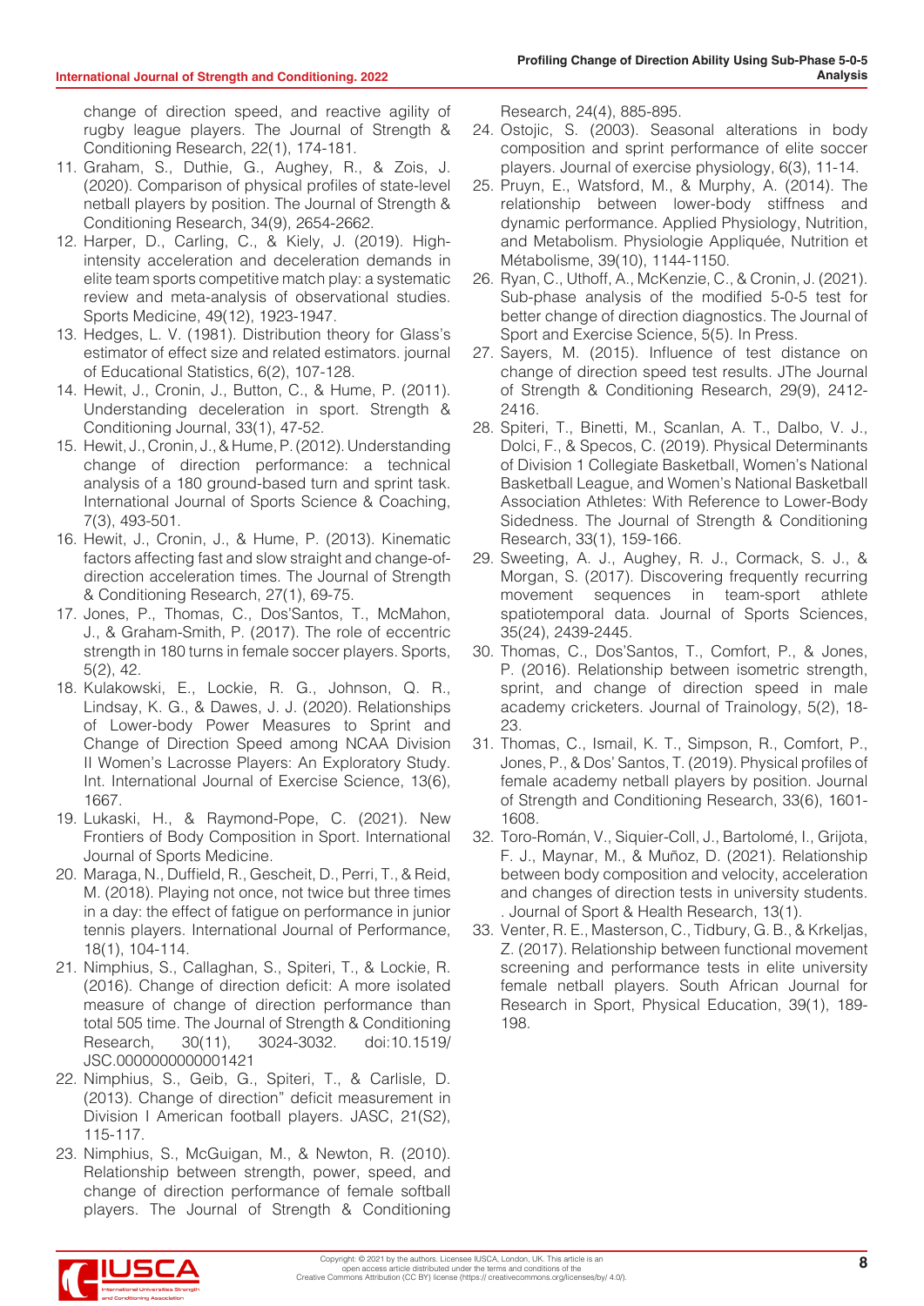change of direction speed, and reactive agility of rugby league players. The Journal of Strength & Conditioning Research, 22(1), 174-181.

11. Graham, S., Duthie, G., Aughey, R., & Zois, J. (2020). Comparison of physical profiles of state-level netball players by position. The Journal of Strength & Conditioning Research, 34(9), 2654-2662.
12. Harper, D., Carling, C., & Kiely, J. (2019). High-intensity acceleration and deceleration demands in elite team sports competitive match play: a systematic review and meta-analysis of observational studies. Sports Medicine, 49(12), 1923-1947.
13. Hedges, L. V. (1981). Distribution theory for Glass's estimator of effect size and related estimators. journal of Educational Statistics, 6(2), 107-128.
14. Hewit, J., Cronin, J., Button, C., & Hume, P. (2011). Understanding deceleration in sport. Strength & Conditioning Journal, 33(1), 47-52.
15. Hewit, J., Cronin, J., & Hume, P. (2012). Understanding change of direction performance: a technical analysis of a 180 ground-based turn and sprint task. International Journal of Sports Science & Coaching, 7(3), 493-501.
16. Hewit, J., Cronin, J., & Hume, P. (2013). Kinematic factors affecting fast and slow straight and change-of-direction acceleration times. The Journal of Strength & Conditioning Research, 27(1), 69-75.
17. Jones, P., Thomas, C., Dos'Santos, T., McMahon, J., & Graham-Smith, P. (2017). The role of eccentric strength in 180 turns in female soccer players. Sports, 5(2), 42.
18. Kulakowski, E., Lockie, R. G., Johnson, Q. R., Lindsay, K. G., & Dawes, J. J. (2020). Relationships of Lower-body Power Measures to Sprint and Change of Direction Speed among NCAA Division II Women's Lacrosse Players: An Exploratory Study. Int. International Journal of Exercise Science, 13(6), 1667.
19. Lukaski, H., & Raymond-Pope, C. (2021). New Frontiers of Body Composition in Sport. International Journal of Sports Medicine.
20. Maraga, N., Duffield, R., Gescheit, D., Perri, T., & Reid, M. (2018). Playing not once, not twice but three times in a day: the effect of fatigue on performance in junior tennis players. International Journal of Performance, 18(1), 104-114.
21. Nimphius, S., Callaghan, S., Spiteri, T., & Lockie, R. (2016). Change of direction deficit: A more isolated measure of change of direction performance than total 505 time. The Journal of Strength & Conditioning Research, 30(11), 3024-3032. doi:10.1519/JSC.0000000000001421
22. Nimphius, S., Geib, G., Spiteri, T., & Carlisle, D. (2013). Change of direction" deficit measurement in Division I American football players. JASC, 21(S2), 115-117.
23. Nimphius, S., McGuigan, M., & Newton, R. (2010). Relationship between strength, power, speed, and change of direction performance of female softball players. The Journal of Strength & Conditioning Research, 24(4), 885-895.
24. Ostojic, S. (2003). Seasonal alterations in body composition and sprint performance of elite soccer players. Journal of exercise physiology, 6(3), 11-14.
25. Pruyn, E., Watsford, M., & Murphy, A. (2014). The relationship between lower-body stiffness and dynamic performance. Applied Physiology, Nutrition, and Metabolism. Physiologie Appliquée, Nutrition et Métabolisme, 39(10), 1144-1150.
26. Ryan, C., Uthoff, A., McKenzie, C., & Cronin, J. (2021). Sub-phase analysis of the modified 5-0-5 test for better change of direction diagnostics. The Journal of Sport and Exercise Science, 5(5). In Press.
27. Sayers, M. (2015). Influence of test distance on change of direction speed test results. JThe Journal of Strength & Conditioning Research, 29(9), 2412-2416.
28. Spiteri, T., Binetti, M., Scanlan, A. T., Dalbo, V. J., Dolci, F., & Specos, C. (2019). Physical Determinants of Division 1 Collegiate Basketball, Women's National Basketball League, and Women's National Basketball Association Athletes: With Reference to Lower-Body Sidedness. The Journal of Strength & Conditioning Research, 33(1), 159-166.
29. Sweeting, A. J., Aughey, R. J., Cormack, S. J., & Morgan, S. (2017). Discovering frequently recurring movement sequences in team-sport athlete spatiotemporal data. Journal of Sports Sciences, 35(24), 2439-2445.
30. Thomas, C., Dos'Santos, T., Comfort, P., & Jones, P. (2016). Relationship between isometric strength, sprint, and change of direction speed in male academy cricketers. Journal of Trainology, 5(2), 18-23.
31. Thomas, C., Ismail, K. T., Simpson, R., Comfort, P., Jones, P., & Dos' Santos, T. (2019). Physical profiles of female academy netball players by position. Journal of Strength and Conditioning Research, 33(6), 1601-1608.
32. Toro-Román, V., Siquier-Coll, J., Bartolomé, I., Grijota, F. J., Maynar, M., & Muñoz, D. (2021). Relationship between body composition and velocity, acceleration and changes of direction tests in university students. . Journal of Sport & Health Research, 13(1).
33. Venter, R. E., Masterson, C., Tidbury, G. B., & Krkeljas, Z. (2017). Relationship between functional movement screening and performance tests in elite university female netball players. South African Journal for Research in Sport, Physical Education, 39(1), 189-198.

Copyright: © 2021 by the authors. Licensee IUSCA, London, UK. This article is an open access article distributed under the terms and conditions of the Creative Commons Attribution (CC BY) license (https:// creativecommons.org/licenses/by/ 4.0/).